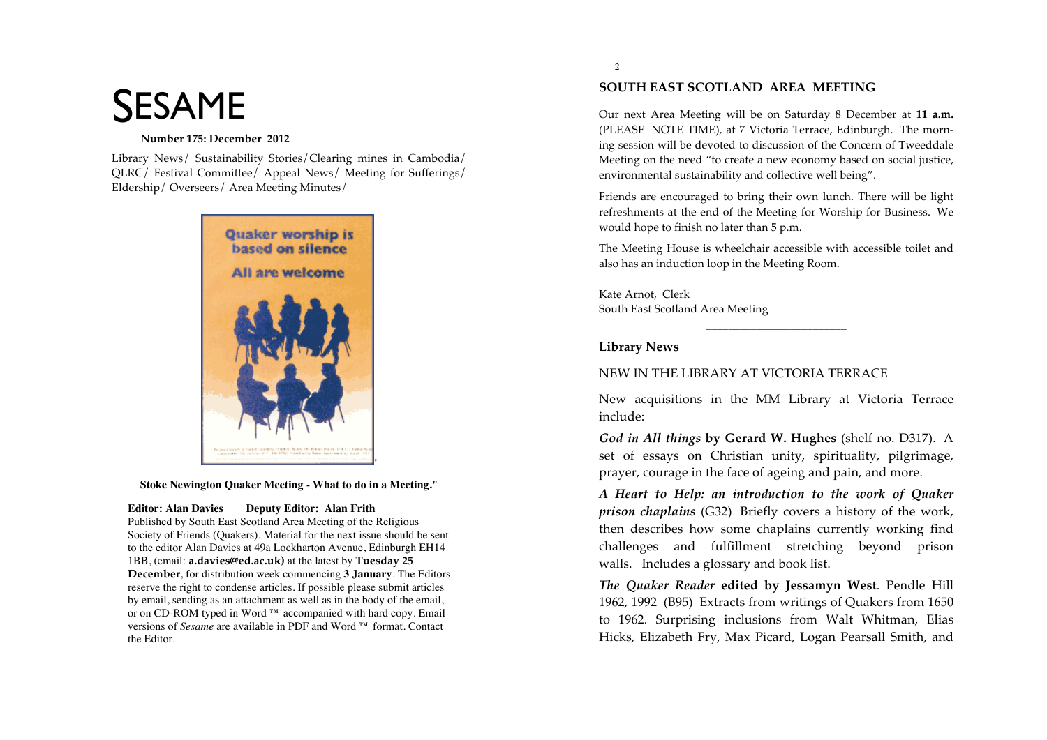# SESAME

**Number 175: December 2012**

Library News/ Sustainability Stories/Clearing mines in Cambodia/ QLRC/ Festival Committee/ Appeal News/ Meeting for Sufferings/ Eldership/ Overseers/ Area Meeting Minutes/

**Stoke Newington Quaker Meeting - What to do in a Meeting."**

**Editor: Alan Davies Deputy Editor: Alan Frith**

Published by South East Scotland Area Meeting of the Religious Society of Friends (Quakers). Material for the next issue should be sent to the editor Alan Davies at 49a Lockharton Avenue, Edinburgh EH14 1BB, (email: **a.davies@ed.ac.uk)** at the latest by **Tuesday 25 December**, for distribution week commencing **3 January**. The Editors reserve the right to condense articles. If possible please submit articles by email, sending as an attachment as well as in the body of the email, or on CD-ROM typed in Word ™ accompanied with hard copy. Email versions of *Sesame* are available in PDF and Word ™ format. Contact the Editor.

## SOUTH EAST SCOTLAND AREA MEETING

Our next Area Meeting will be on Saturday 8 December at **11 a.m.** (PLEASE NOTE TIME), at 7 Victoria Terrace, Edinburgh. The morning session will be devoted to discussion of the Concern of Tweeddale Meeting on the need "to create a new economy based on social justice, environmental sustainability and collective well being".

Friends are encouraged to bring their own lunch. There will be light refreshments at the end of the Meeting for Worship for Business. We would hope to finish no later than 5 p.m.

The Meeting House is wheelchair accessible with accessible toilet and also has an induction loop in the Meeting Room.

Kate Arnot, Clerk
South East Scotland Area Meeting

---

### Library News

NEW IN THE LIBRARY AT VICTORIA TERRACE

New acquisitions in the MM Library at Victoria Terrace include:

***God in All things*** **by Gerard W. Hughes** (shelf no. D317). A set of essays on Christian unity, spirituality, pilgrimage, prayer, courage in the face of ageing and pain, and more.

***A Heart to Help: an introduction to the work of Quaker prison chaplains*** (G32) Briefly covers a history of the work, then describes how some chaplains currently working find challenges and fulfillment stretching beyond prison walls. Includes a glossary and book list.

***The Quaker Reader*** **edited by Jessamyn West**. Pendle Hill 1962, 1992 (B95) Extracts from writings of Quakers from 1650 to 1962. Surprising inclusions from Walt Whitman, Elias Hicks, Elizabeth Fry, Max Picard, Logan Pearsall Smith, and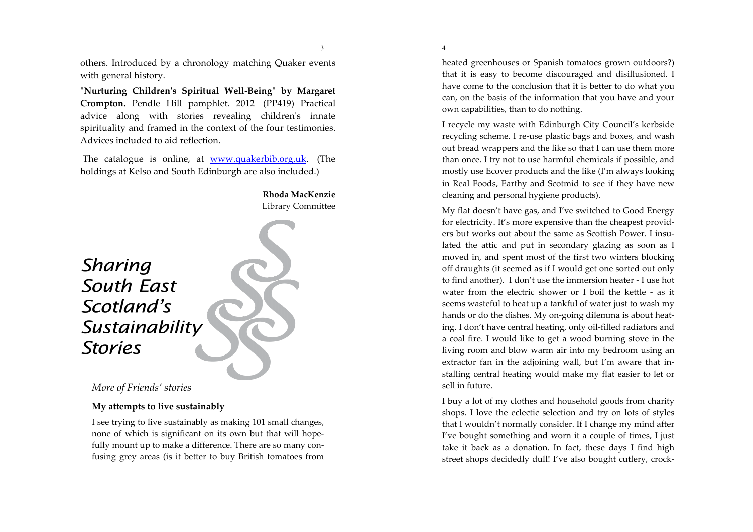others. Introduced by a chronology matching Quaker events with general history.

**"Nurturing Children's Spiritual Well-Being" by Margaret Crompton.** Pendle Hill pamphlet. 2012 (PP419) Practical advice along with stories revealing children's innate spirituality and framed in the context of the four testimonies. Advices included to aid reflection.

The catalogue is online, at [www.quakerbib.org.uk](http://www.quakerbib.org.uk). (The holdings at Kelso and South Edinburgh are also included.)

**Rhoda MacKenzie**
Library Committee

# *Sharing South East Scotland's Sustainability Stories*

*More of Friends' stories*

### My attempts to live sustainably

I see trying to live sustainably as making 101 small changes, none of which is significant on its own but that will hopefully mount up to make a difference. There are so many confusing grey areas (is it better to buy British tomatoes from heated greenhouses or Spanish tomatoes grown outdoors?) that it is easy to become discouraged and disillusioned. I have come to the conclusion that it is better to do what you can, on the basis of the information that you have and your own capabilities, than to do nothing.

I recycle my waste with Edinburgh City Council's kerbside recycling scheme. I re-use plastic bags and boxes, and wash out bread wrappers and the like so that I can use them more than once. I try not to use harmful chemicals if possible, and mostly use Ecover products and the like (I'm always looking in Real Foods, Earthy and Scotmid to see if they have new cleaning and personal hygiene products).

My flat doesn't have gas, and I've switched to Good Energy for electricity. It's more expensive than the cheapest providers but works out about the same as Scottish Power. I insulated the attic and put in secondary glazing as soon as I moved in, and spent most of the first two winters blocking off draughts (it seemed as if I would get one sorted out only to find another). I don't use the immersion heater - I use hot water from the electric shower or I boil the kettle - as it seems wasteful to heat up a tankful of water just to wash my hands or do the dishes. My on-going dilemma is about heating. I don't have central heating, only oil-filled radiators and a coal fire. I would like to get a wood burning stove in the living room and blow warm air into my bedroom using an extractor fan in the adjoining wall, but I'm aware that installing central heating would make my flat easier to let or sell in future.

I buy a lot of my clothes and household goods from charity shops. I love the eclectic selection and try on lots of styles that I wouldn't normally consider. If I change my mind after I've bought something and worn it a couple of times, I just take it back as a donation. In fact, these days I find high street shops decidedly dull! I've also bought cutlery, crock-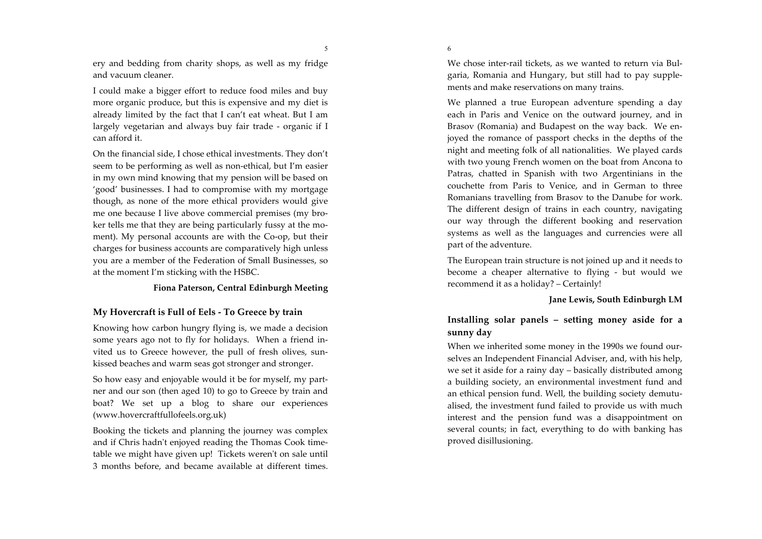ery and bedding from charity shops, as well as my fridge and vacuum cleaner.

I could make a bigger effort to reduce food miles and buy more organic produce, but this is expensive and my diet is already limited by the fact that I can't eat wheat. But I am largely vegetarian and always buy fair trade - organic if I can afford it.

On the financial side, I chose ethical investments. They don't seem to be performing as well as non-ethical, but I'm easier in my own mind knowing that my pension will be based on 'good' businesses. I had to compromise with my mortgage though, as none of the more ethical providers would give me one because I live above commercial premises (my broker tells me that they are being particularly fussy at the moment). My personal accounts are with the Co-op, but their charges for business accounts are comparatively high unless you are a member of the Federation of Small Businesses, so at the moment I'm sticking with the HSBC.

**Fiona Paterson, Central Edinburgh Meeting**

## My Hovercraft is Full of Eels - To Greece by train

Knowing how carbon hungry flying is, we made a decision some years ago not to fly for holidays. When a friend invited us to Greece however, the pull of fresh olives, sun-kissed beaches and warm seas got stronger and stronger.

So how easy and enjoyable would it be for myself, my partner and our son (then aged 10) to go to Greece by train and boat? We set up a blog to share our experiences (www.hovercraftfullofeels.org.uk)

Booking the tickets and planning the journey was complex and if Chris hadn't enjoyed reading the Thomas Cook timetable we might have given up! Tickets weren't on sale until 3 months before, and became available at different times. We chose inter-rail tickets, as we wanted to return via Bulgaria, Romania and Hungary, but still had to pay supplements and make reservations on many trains.

We planned a true European adventure spending a day each in Paris and Venice on the outward journey, and in Brasov (Romania) and Budapest on the way back. We enjoyed the romance of passport checks in the depths of the night and meeting folk of all nationalities. We played cards with two young French women on the boat from Ancona to Patras, chatted in Spanish with two Argentinians in the couchette from Paris to Venice, and in German to three Romanians travelling from Brasov to the Danube for work. The different design of trains in each country, navigating our way through the different booking and reservation systems as well as the languages and currencies were all part of the adventure.

The European train structure is not joined up and it needs to become a cheaper alternative to flying - but would we recommend it as a holiday? – Certainly!

**Jane Lewis, South Edinburgh LM**

## Installing solar panels – setting money aside for a sunny day

When we inherited some money in the 1990s we found ourselves an Independent Financial Adviser, and, with his help, we set it aside for a rainy day – basically distributed among a building society, an environmental investment fund and an ethical pension fund. Well, the building society demutualised, the investment fund failed to provide us with much interest and the pension fund was a disappointment on several counts; in fact, everything to do with banking has proved disillusioning.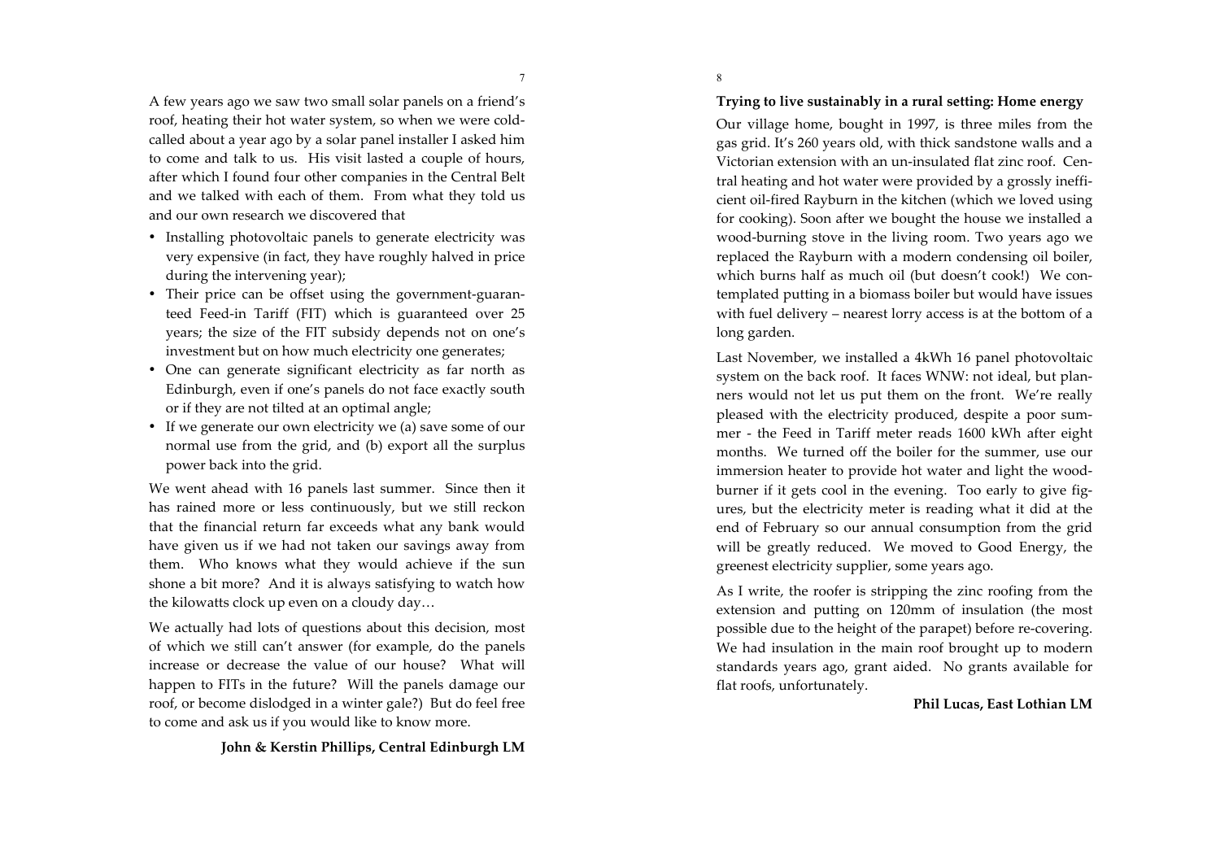A few years ago we saw two small solar panels on a friend's roof, heating their hot water system, so when we were cold-called about a year ago by a solar panel installer I asked him to come and talk to us. His visit lasted a couple of hours, after which I found four other companies in the Central Belt and we talked with each of them. From what they told us and our own research we discovered that

- Installing photovoltaic panels to generate electricity was very expensive (in fact, they have roughly halved in price during the intervening year);
- Their price can be offset using the government-guaranteed Feed-in Tariff (FIT) which is guaranteed over 25 years; the size of the FIT subsidy depends not on one's investment but on how much electricity one generates;
- One can generate significant electricity as far north as Edinburgh, even if one's panels do not face exactly south or if they are not tilted at an optimal angle;
- If we generate our own electricity we (a) save some of our normal use from the grid, and (b) export all the surplus power back into the grid.

We went ahead with 16 panels last summer. Since then it has rained more or less continuously, but we still reckon that the financial return far exceeds what any bank would have given us if we had not taken our savings away from them. Who knows what they would achieve if the sun shone a bit more? And it is always satisfying to watch how the kilowatts clock up even on a cloudy day…

We actually had lots of questions about this decision, most of which we still can't answer (for example, do the panels increase or decrease the value of our house? What will happen to FITs in the future? Will the panels damage our roof, or become dislodged in a winter gale?) But do feel free to come and ask us if you would like to know more.

**John & Kerstin Phillips, Central Edinburgh LM**

## Trying to live sustainably in a rural setting: Home energy

Our village home, bought in 1997, is three miles from the gas grid. It's 260 years old, with thick sandstone walls and a Victorian extension with an un-insulated flat zinc roof. Central heating and hot water were provided by a grossly inefficient oil-fired Rayburn in the kitchen (which we loved using for cooking). Soon after we bought the house we installed a wood-burning stove in the living room. Two years ago we replaced the Rayburn with a modern condensing oil boiler, which burns half as much oil (but doesn't cook!) We contemplated putting in a biomass boiler but would have issues with fuel delivery – nearest lorry access is at the bottom of a long garden.

Last November, we installed a 4kWh 16 panel photovoltaic system on the back roof. It faces WNW: not ideal, but planners would not let us put them on the front. We're really pleased with the electricity produced, despite a poor summer - the Feed in Tariff meter reads 1600 kWh after eight months. We turned off the boiler for the summer, use our immersion heater to provide hot water and light the woodburner if it gets cool in the evening. Too early to give figures, but the electricity meter is reading what it did at the end of February so our annual consumption from the grid will be greatly reduced. We moved to Good Energy, the greenest electricity supplier, some years ago.

As I write, the roofer is stripping the zinc roofing from the extension and putting on 120mm of insulation (the most possible due to the height of the parapet) before re-covering. We had insulation in the main roof brought up to modern standards years ago, grant aided. No grants available for flat roofs, unfortunately.

**Phil Lucas, East Lothian LM**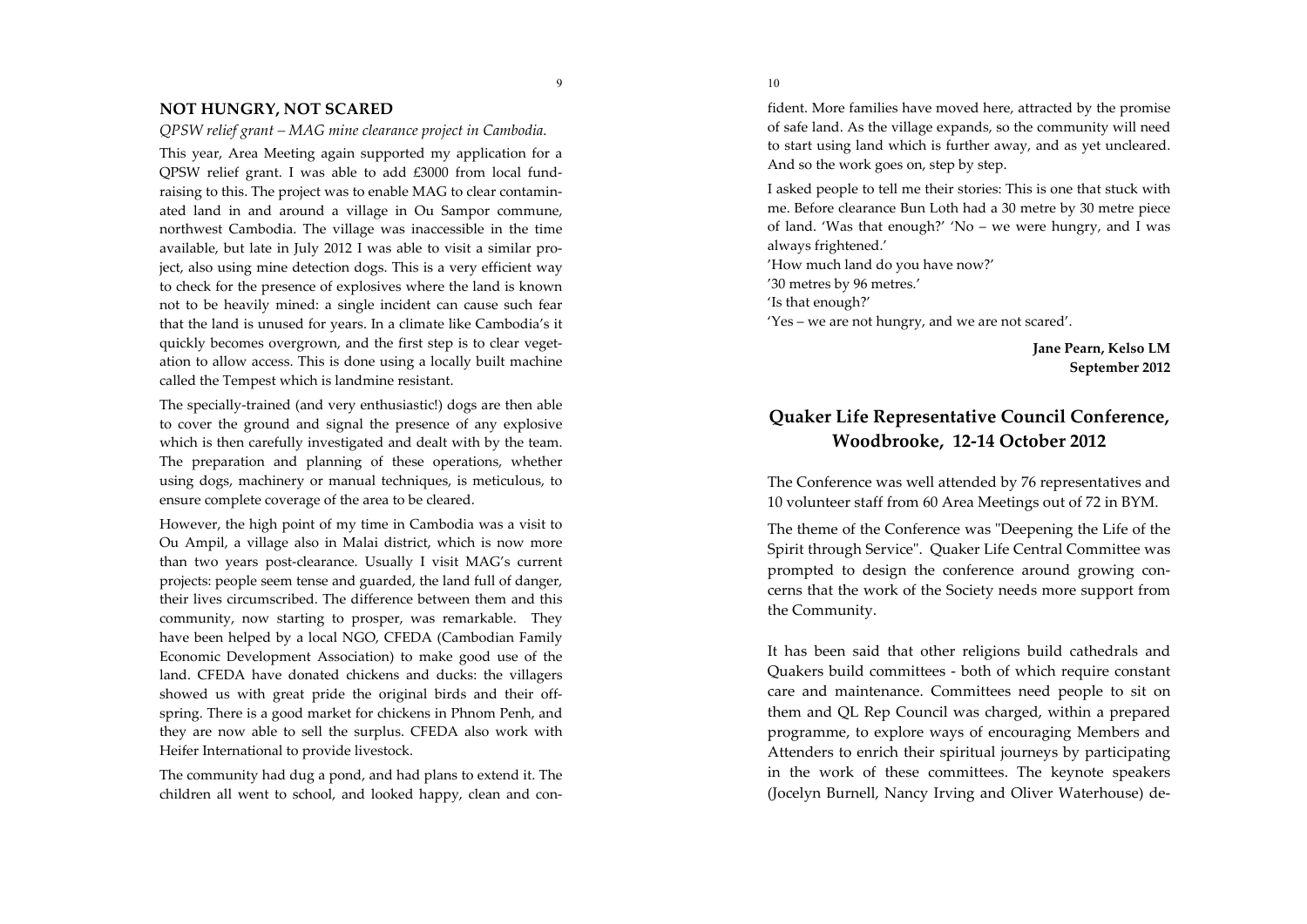## NOT HUNGRY, NOT SCARED

*QPSW relief grant – MAG mine clearance project in Cambodia.*

This year, Area Meeting again supported my application for a QPSW relief grant. I was able to add £3000 from local fund-raising to this. The project was to enable MAG to clear contaminated land in and around a village in Ou Sampor commune, northwest Cambodia. The village was inaccessible in the time available, but late in July 2012 I was able to visit a similar project, also using mine detection dogs. This is a very efficient way to check for the presence of explosives where the land is known not to be heavily mined: a single incident can cause such fear that the land is unused for years. In a climate like Cambodia's it quickly becomes overgrown, and the first step is to clear vegetation to allow access. This is done using a locally built machine called the Tempest which is landmine resistant.

The specially-trained (and very enthusiastic!) dogs are then able to cover the ground and signal the presence of any explosive which is then carefully investigated and dealt with by the team. The preparation and planning of these operations, whether using dogs, machinery or manual techniques, is meticulous, to ensure complete coverage of the area to be cleared.

However, the high point of my time in Cambodia was a visit to Ou Ampil, a village also in Malai district, which is now more than two years post-clearance. Usually I visit MAG's current projects: people seem tense and guarded, the land full of danger, their lives circumscribed. The difference between them and this community, now starting to prosper, was remarkable. They have been helped by a local NGO, CFEDA (Cambodian Family Economic Development Association) to make good use of the land. CFEDA have donated chickens and ducks: the villagers showed us with great pride the original birds and their offspring. There is a good market for chickens in Phnom Penh, and they are now able to sell the surplus. CFEDA also work with Heifer International to provide livestock.

The community had dug a pond, and had plans to extend it. The children all went to school, and looked happy, clean and confident. More families have moved here, attracted by the promise of safe land. As the village expands, so the community will need to start using land which is further away, and as yet uncleared. And so the work goes on, step by step.

I asked people to tell me their stories: This is one that stuck with me. Before clearance Bun Loth had a 30 metre by 30 metre piece of land. 'Was that enough?' 'No – we were hungry, and I was always frightened.'

'How much land do you have now?'

'30 metres by 96 metres.'

'Is that enough?'

'Yes – we are not hungry, and we are not scared'.

**Jane Pearn, Kelso LM**
**September 2012**

## Quaker Life Representative Council Conference, Woodbrooke, 12-14 October 2012

The Conference was well attended by 76 representatives and 10 volunteer staff from 60 Area Meetings out of 72 in BYM.

The theme of the Conference was "Deepening the Life of the Spirit through Service". Quaker Life Central Committee was prompted to design the conference around growing concerns that the work of the Society needs more support from the Community.

It has been said that other religions build cathedrals and Quakers build committees - both of which require constant care and maintenance. Committees need people to sit on them and QL Rep Council was charged, within a prepared programme, to explore ways of encouraging Members and Attenders to enrich their spiritual journeys by participating in the work of these committees. The keynote speakers (Jocelyn Burnell, Nancy Irving and Oliver Waterhouse) de-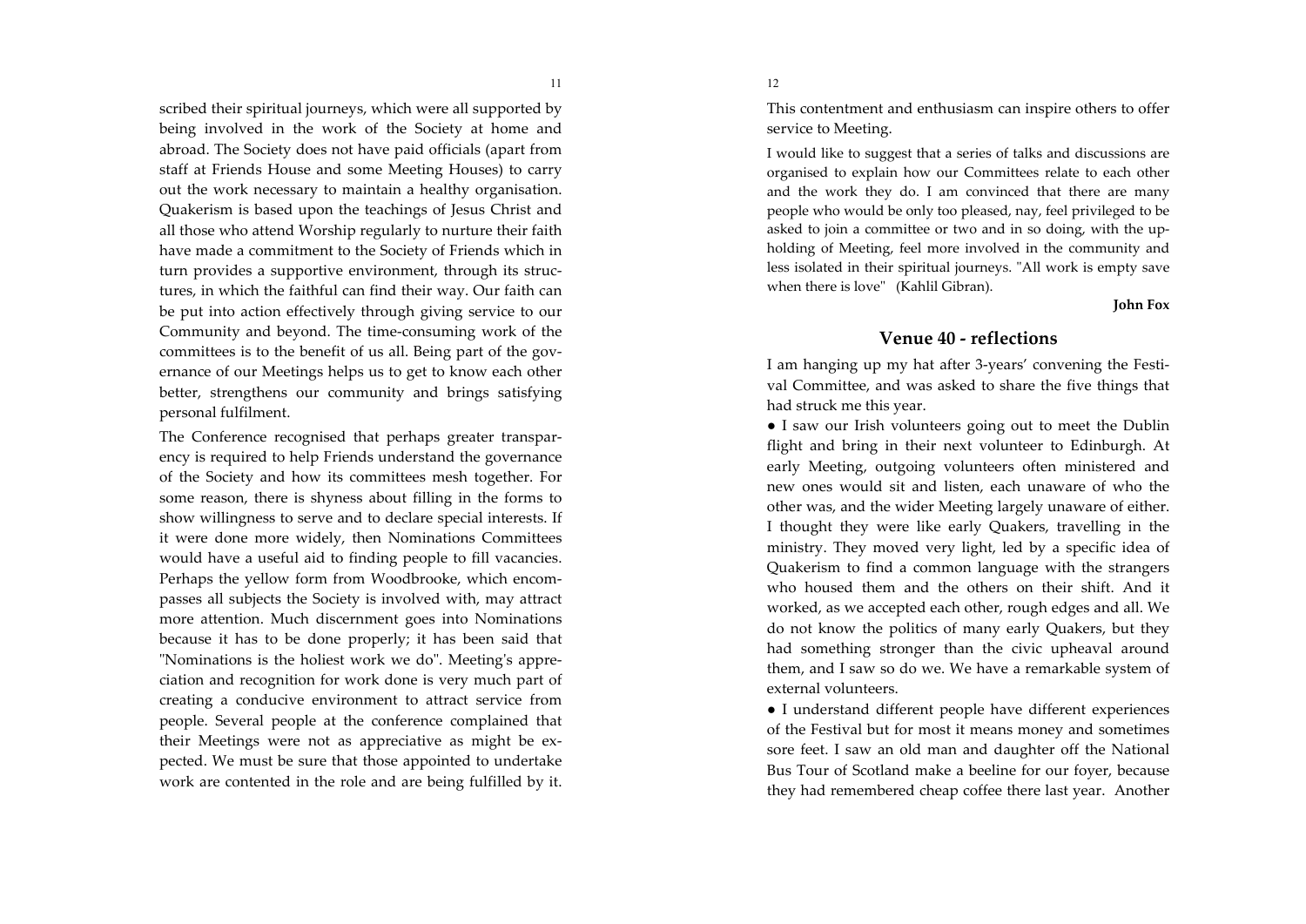scribed their spiritual journeys, which were all supported by being involved in the work of the Society at home and abroad. The Society does not have paid officials (apart from staff at Friends House and some Meeting Houses) to carry out the work necessary to maintain a healthy organisation. Quakerism is based upon the teachings of Jesus Christ and all those who attend Worship regularly to nurture their faith have made a commitment to the Society of Friends which in turn provides a supportive environment, through its structures, in which the faithful can find their way. Our faith can be put into action effectively through giving service to our Community and beyond. The time-consuming work of the committees is to the benefit of us all. Being part of the governance of our Meetings helps us to get to know each other better, strengthens our community and brings satisfying personal fulfilment.

The Conference recognised that perhaps greater transparency is required to help Friends understand the governance of the Society and how its committees mesh together. For some reason, there is shyness about filling in the forms to show willingness to serve and to declare special interests. If it were done more widely, then Nominations Committees would have a useful aid to finding people to fill vacancies. Perhaps the yellow form from Woodbrooke, which encompasses all subjects the Society is involved with, may attract more attention. Much discernment goes into Nominations because it has to be done properly; it has been said that "Nominations is the holiest work we do". Meeting's appreciation and recognition for work done is very much part of creating a conducive environment to attract service from people. Several people at the conference complained that their Meetings were not as appreciative as might be expected. We must be sure that those appointed to undertake work are contented in the role and are being fulfilled by it. This contentment and enthusiasm can inspire others to offer service to Meeting.

I would like to suggest that a series of talks and discussions are organised to explain how our Committees relate to each other and the work they do. I am convinced that there are many people who would be only too pleased, nay, feel privileged to be asked to join a committee or two and in so doing, with the upholding of Meeting, feel more involved in the community and less isolated in their spiritual journeys. "All work is empty save when there is love" (Kahlil Gibran).

**John Fox**

## Venue 40 - reflections

I am hanging up my hat after 3-years' convening the Festival Committee, and was asked to share the five things that had struck me this year.

- I saw our Irish volunteers going out to meet the Dublin flight and bring in their next volunteer to Edinburgh. At early Meeting, outgoing volunteers often ministered and new ones would sit and listen, each unaware of who the other was, and the wider Meeting largely unaware of either. I thought they were like early Quakers, travelling in the ministry. They moved very light, led by a specific idea of Quakerism to find a common language with the strangers who housed them and the others on their shift. And it worked, as we accepted each other, rough edges and all. We do not know the politics of many early Quakers, but they had something stronger than the civic upheaval around them, and I saw so do we. We have a remarkable system of external volunteers.
- I understand different people have different experiences of the Festival but for most it means money and sometimes sore feet. I saw an old man and daughter off the National Bus Tour of Scotland make a beeline for our foyer, because they had remembered cheap coffee there last year. Another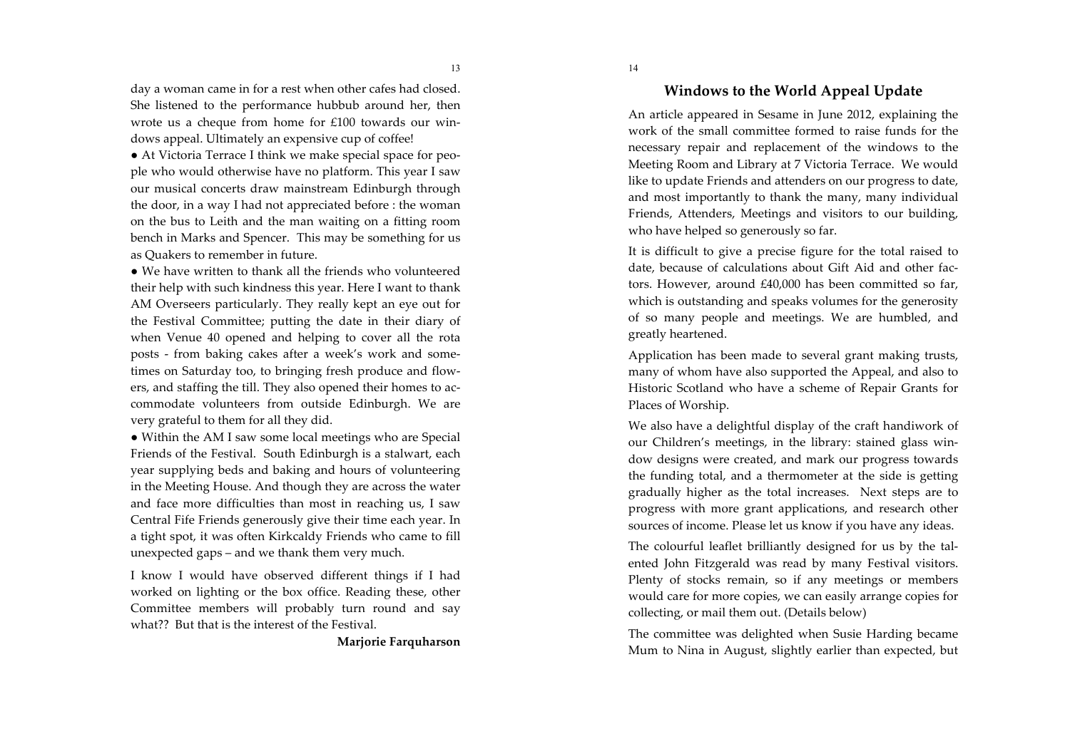day a woman came in for a rest when other cafes had closed. She listened to the performance hubbub around her, then wrote us a cheque from home for £100 towards our windows appeal. Ultimately an expensive cup of coffee!

- At Victoria Terrace I think we make special space for people who would otherwise have no platform. This year I saw our musical concerts draw mainstream Edinburgh through the door, in a way I had not appreciated before : the woman on the bus to Leith and the man waiting on a fitting room bench in Marks and Spencer. This may be something for us as Quakers to remember in future.
- We have written to thank all the friends who volunteered their help with such kindness this year. Here I want to thank AM Overseers particularly. They really kept an eye out for the Festival Committee; putting the date in their diary of when Venue 40 opened and helping to cover all the rota posts - from baking cakes after a week's work and sometimes on Saturday too, to bringing fresh produce and flowers, and staffing the till. They also opened their homes to accommodate volunteers from outside Edinburgh. We are very grateful to them for all they did.
- Within the AM I saw some local meetings who are Special Friends of the Festival. South Edinburgh is a stalwart, each year supplying beds and baking and hours of volunteering in the Meeting House. And though they are across the water and face more difficulties than most in reaching us, I saw Central Fife Friends generously give their time each year. In a tight spot, it was often Kirkcaldy Friends who came to fill unexpected gaps – and we thank them very much.

I know I would have observed different things if I had worked on lighting or the box office. Reading these, other Committee members will probably turn round and say what?? But that is the interest of the Festival.

**Marjorie Farquharson**

## Windows to the World Appeal Update

An article appeared in Sesame in June 2012, explaining the work of the small committee formed to raise funds for the necessary repair and replacement of the windows to the Meeting Room and Library at 7 Victoria Terrace. We would like to update Friends and attenders on our progress to date, and most importantly to thank the many, many individual Friends, Attenders, Meetings and visitors to our building, who have helped so generously so far.

It is difficult to give a precise figure for the total raised to date, because of calculations about Gift Aid and other factors. However, around £40,000 has been committed so far, which is outstanding and speaks volumes for the generosity of so many people and meetings. We are humbled, and greatly heartened.

Application has been made to several grant making trusts, many of whom have also supported the Appeal, and also to Historic Scotland who have a scheme of Repair Grants for Places of Worship.

We also have a delightful display of the craft handiwork of our Children's meetings, in the library: stained glass window designs were created, and mark our progress towards the funding total, and a thermometer at the side is getting gradually higher as the total increases. Next steps are to progress with more grant applications, and research other sources of income. Please let us know if you have any ideas.

The colourful leaflet brilliantly designed for us by the talented John Fitzgerald was read by many Festival visitors. Plenty of stocks remain, so if any meetings or members would care for more copies, we can easily arrange copies for collecting, or mail them out. (Details below)

The committee was delighted when Susie Harding became Mum to Nina in August, slightly earlier than expected, but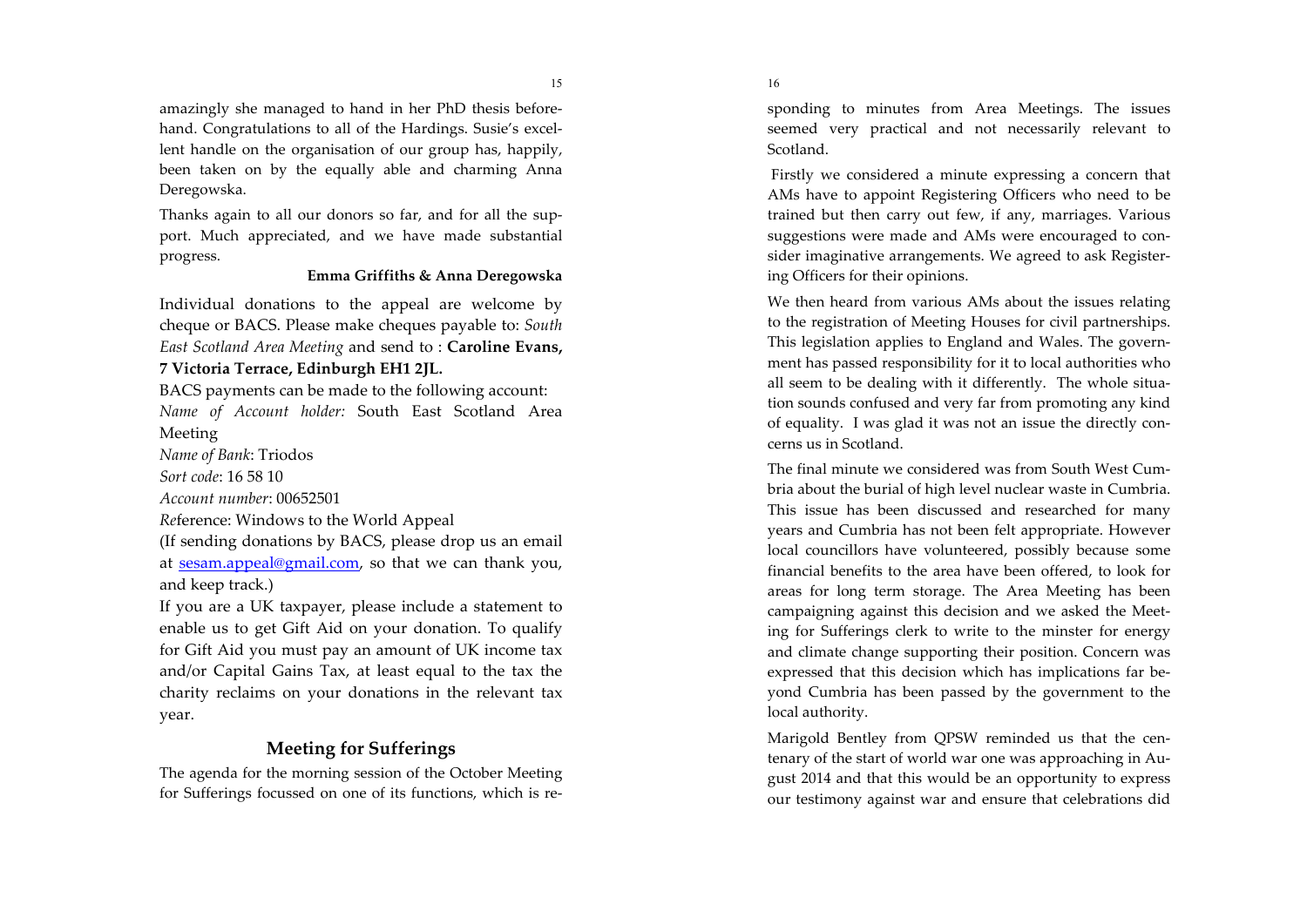amazingly she managed to hand in her PhD thesis beforehand. Congratulations to all of the Hardings. Susie's excellent handle on the organisation of our group has, happily, been taken on by the equally able and charming Anna Deregowska.

Thanks again to all our donors so far, and for all the support. Much appreciated, and we have made substantial progress.

**Emma Griffiths & Anna Deregowska**

Individual donations to the appeal are welcome by cheque or BACS. Please make cheques payable to: *South East Scotland Area Meeting* and send to : **Caroline Evans, 7 Victoria Terrace, Edinburgh EH1 2JL.**

BACS payments can be made to the following account:

*Name of Account holder:* South East Scotland Area Meeting

*Name of Bank*: Triodos

*Sort code*: 16 58 10

*Account number*: 00652501

*Re*ference: Windows to the World Appeal

(If sending donations by BACS, please drop us an email at sesam.appeal@gmail.com, so that we can thank you, and keep track.)

If you are a UK taxpayer, please include a statement to enable us to get Gift Aid on your donation. To qualify for Gift Aid you must pay an amount of UK income tax and/or Capital Gains Tax, at least equal to the tax the charity reclaims on your donations in the relevant tax year.

## Meeting for Sufferings

The agenda for the morning session of the October Meeting for Sufferings focussed on one of its functions, which is responding to minutes from Area Meetings. The issues seemed very practical and not necessarily relevant to Scotland.

Firstly we considered a minute expressing a concern that AMs have to appoint Registering Officers who need to be trained but then carry out few, if any, marriages. Various suggestions were made and AMs were encouraged to consider imaginative arrangements. We agreed to ask Registering Officers for their opinions.

We then heard from various AMs about the issues relating to the registration of Meeting Houses for civil partnerships. This legislation applies to England and Wales. The government has passed responsibility for it to local authorities who all seem to be dealing with it differently. The whole situation sounds confused and very far from promoting any kind of equality. I was glad it was not an issue the directly concerns us in Scotland.

The final minute we considered was from South West Cumbria about the burial of high level nuclear waste in Cumbria. This issue has been discussed and researched for many years and Cumbria has not been felt appropriate. However local councillors have volunteered, possibly because some financial benefits to the area have been offered, to look for areas for long term storage. The Area Meeting has been campaigning against this decision and we asked the Meeting for Sufferings clerk to write to the minster for energy and climate change supporting their position. Concern was expressed that this decision which has implications far beyond Cumbria has been passed by the government to the local authority.

Marigold Bentley from QPSW reminded us that the centenary of the start of world war one was approaching in August 2014 and that this would be an opportunity to express our testimony against war and ensure that celebrations did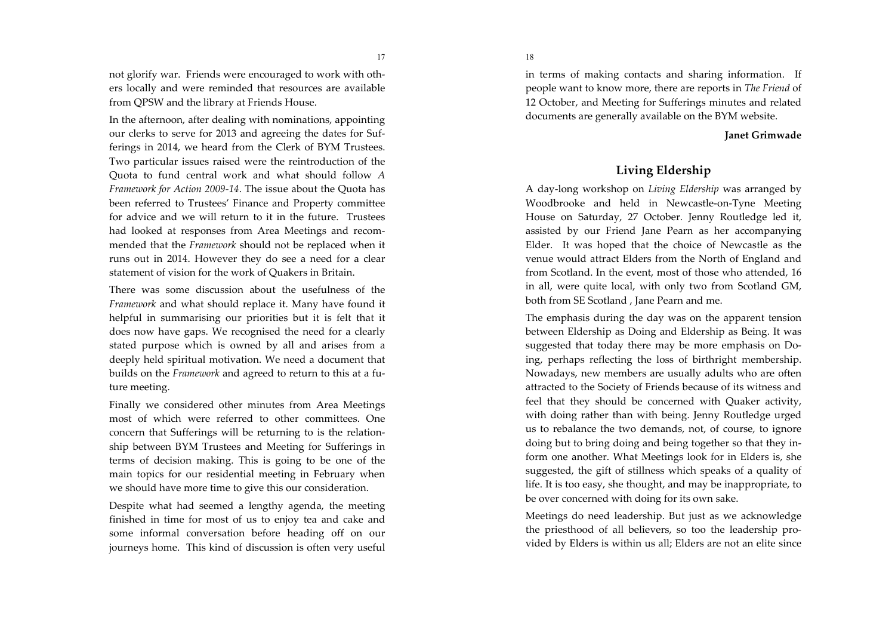not glorify war. Friends were encouraged to work with others locally and were reminded that resources are available from QPSW and the library at Friends House.

In the afternoon, after dealing with nominations, appointing our clerks to serve for 2013 and agreeing the dates for Sufferings in 2014, we heard from the Clerk of BYM Trustees. Two particular issues raised were the reintroduction of the Quota to fund central work and what should follow *A Framework for Action 2009-14*. The issue about the Quota has been referred to Trustees' Finance and Property committee for advice and we will return to it in the future. Trustees had looked at responses from Area Meetings and recommended that the *Framework* should not be replaced when it runs out in 2014. However they do see a need for a clear statement of vision for the work of Quakers in Britain.

There was some discussion about the usefulness of the *Framework* and what should replace it. Many have found it helpful in summarising our priorities but it is felt that it does now have gaps. We recognised the need for a clearly stated purpose which is owned by all and arises from a deeply held spiritual motivation. We need a document that builds on the *Framework* and agreed to return to this at a future meeting.

Finally we considered other minutes from Area Meetings most of which were referred to other committees. One concern that Sufferings will be returning to is the relationship between BYM Trustees and Meeting for Sufferings in terms of decision making. This is going to be one of the main topics for our residential meeting in February when we should have more time to give this our consideration.

Despite what had seemed a lengthy agenda, the meeting finished in time for most of us to enjoy tea and cake and some informal conversation before heading off on our journeys home. This kind of discussion is often very useful in terms of making contacts and sharing information. If people want to know more, there are reports in *The Friend* of 12 October, and Meeting for Sufferings minutes and related documents are generally available on the BYM website.

**Janet Grimwade**

## Living Eldership

A day-long workshop on *Living Eldership* was arranged by Woodbrooke and held in Newcastle-on-Tyne Meeting House on Saturday, 27 October. Jenny Routledge led it, assisted by our Friend Jane Pearn as her accompanying Elder. It was hoped that the choice of Newcastle as the venue would attract Elders from the North of England and from Scotland. In the event, most of those who attended, 16 in all, were quite local, with only two from Scotland GM, both from SE Scotland , Jane Pearn and me.

The emphasis during the day was on the apparent tension between Eldership as Doing and Eldership as Being. It was suggested that today there may be more emphasis on Doing, perhaps reflecting the loss of birthright membership. Nowadays, new members are usually adults who are often attracted to the Society of Friends because of its witness and feel that they should be concerned with Quaker activity, with doing rather than with being. Jenny Routledge urged us to rebalance the two demands, not, of course, to ignore doing but to bring doing and being together so that they inform one another. What Meetings look for in Elders is, she suggested, the gift of stillness which speaks of a quality of life. It is too easy, she thought, and may be inappropriate, to be over concerned with doing for its own sake.

Meetings do need leadership. But just as we acknowledge the priesthood of all believers, so too the leadership provided by Elders is within us all; Elders are not an elite since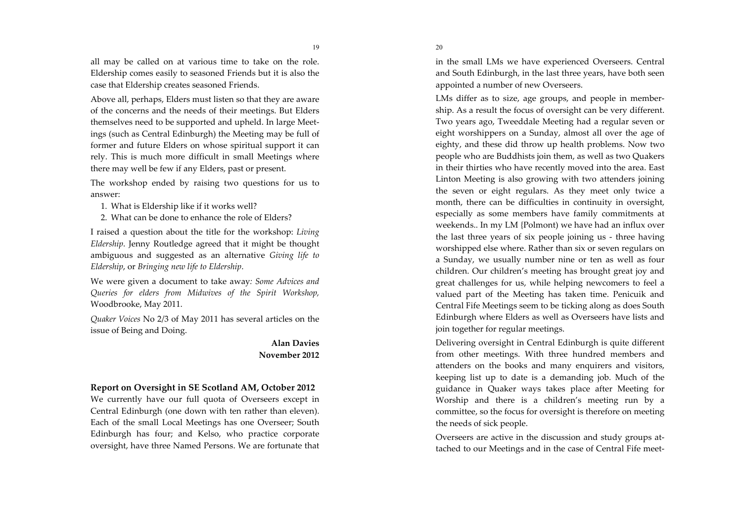all may be called on at various time to take on the role. Eldership comes easily to seasoned Friends but it is also the case that Eldership creates seasoned Friends.

Above all, perhaps, Elders must listen so that they are aware of the concerns and the needs of their meetings. But Elders themselves need to be supported and upheld. In large Meetings (such as Central Edinburgh) the Meeting may be full of former and future Elders on whose spiritual support it can rely. This is much more difficult in small Meetings where there may well be few if any Elders, past or present.

The workshop ended by raising two questions for us to answer:

1. What is Eldership like if it works well?
2. What can be done to enhance the role of Elders?

I raised a question about the title for the workshop: *Living Eldership*. Jenny Routledge agreed that it might be thought ambiguous and suggested as an alternative *Giving life to Eldership*, or *Bringing new life to Eldership*.

We were given a document to take away*: Some Advices and Queries for elders from Midwives of the Spirit Workshop*, Woodbrooke, May 2011.

*Quaker Voices* No 2/3 of May 2011 has several articles on the issue of Being and Doing.

**Alan Davies**
**November 2012**

## Report on Oversight in SE Scotland AM, October 2012

We currently have our full quota of Overseers except in Central Edinburgh (one down with ten rather than eleven). Each of the small Local Meetings has one Overseer; South Edinburgh has four; and Kelso, who practice corporate oversight, have three Named Persons. We are fortunate that in the small LMs we have experienced Overseers. Central and South Edinburgh, in the last three years, have both seen appointed a number of new Overseers.

LMs differ as to size, age groups, and people in membership. As a result the focus of oversight can be very different. Two years ago, Tweeddale Meeting had a regular seven or eight worshippers on a Sunday, almost all over the age of eighty, and these did throw up health problems. Now two people who are Buddhists join them, as well as two Quakers in their thirties who have recently moved into the area. East Linton Meeting is also growing with two attenders joining the seven or eight regulars. As they meet only twice a month, there can be difficulties in continuity in oversight, especially as some members have family commitments at weekends.. In my LM {Polmont) we have had an influx over the last three years of six people joining us - three having worshipped else where. Rather than six or seven regulars on a Sunday, we usually number nine or ten as well as four children. Our children's meeting has brought great joy and great challenges for us, while helping newcomers to feel a valued part of the Meeting has taken time. Penicuik and Central Fife Meetings seem to be ticking along as does South Edinburgh where Elders as well as Overseers have lists and join together for regular meetings.

Delivering oversight in Central Edinburgh is quite different from other meetings. With three hundred members and attenders on the books and many enquirers and visitors, keeping list up to date is a demanding job. Much of the guidance in Quaker ways takes place after Meeting for Worship and there is a children's meeting run by a committee, so the focus for oversight is therefore on meeting the needs of sick people.

Overseers are active in the discussion and study groups attached to our Meetings and in the case of Central Fife meet-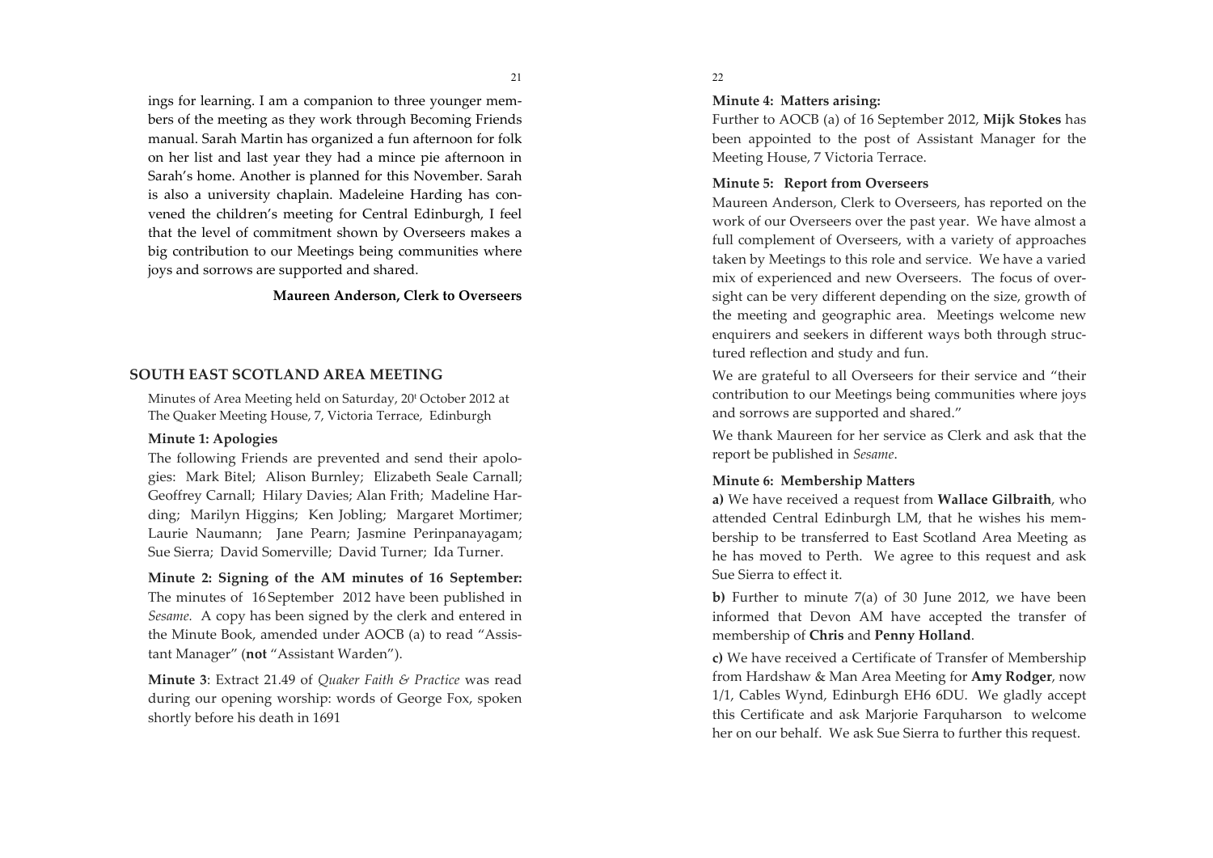ings for learning. I am a companion to three younger members of the meeting as they work through Becoming Friends manual. Sarah Martin has organized a fun afternoon for folk on her list and last year they had a mince pie afternoon in Sarah's home. Another is planned for this November. Sarah is also a university chaplain. Madeleine Harding has convened the children's meeting for Central Edinburgh, I feel that the level of commitment shown by Overseers makes a big contribution to our Meetings being communities where joys and sorrows are supported and shared.

**Maureen Anderson, Clerk to Overseers**

## SOUTH EAST SCOTLAND AREA MEETING

Minutes of Area Meeting held on Saturday, 20t October 2012 at The Quaker Meeting House, 7, Victoria Terrace, Edinburgh

**Minute 1: Apologies**

The following Friends are prevented and send their apologies: Mark Bitel; Alison Burnley; Elizabeth Seale Carnall; Geoffrey Carnall; Hilary Davies; Alan Frith; Madeline Harding; Marilyn Higgins; Ken Jobling; Margaret Mortimer; Laurie Naumann; Jane Pearn; Jasmine Perinpanayagam; Sue Sierra; David Somerville; David Turner; Ida Turner.

**Minute 2: Signing of the AM minutes of 16 September:** The minutes of 16 September 2012 have been published in *Sesame.* A copy has been signed by the clerk and entered in the Minute Book, amended under AOCB (a) to read "Assistant Manager" (**not** "Assistant Warden").

**Minute 3**: Extract 21.49 of *Quaker Faith & Practice* was read during our opening worship: words of George Fox, spoken shortly before his death in 1691

**Minute 4: Matters arising:**

Further to AOCB (a) of 16 September 2012, **Mijk Stokes** has been appointed to the post of Assistant Manager for the Meeting House, 7 Victoria Terrace.

**Minute 5: Report from Overseers**

Maureen Anderson, Clerk to Overseers, has reported on the work of our Overseers over the past year. We have almost a full complement of Overseers, with a variety of approaches taken by Meetings to this role and service. We have a varied mix of experienced and new Overseers. The focus of oversight can be very different depending on the size, growth of the meeting and geographic area. Meetings welcome new enquirers and seekers in different ways both through structured reflection and study and fun.

We are grateful to all Overseers for their service and "their contribution to our Meetings being communities where joys and sorrows are supported and shared."

We thank Maureen for her service as Clerk and ask that the report be published in *Sesame*.

**Minute 6: Membership Matters**

**a)** We have received a request from **Wallace Gilbraith**, who attended Central Edinburgh LM, that he wishes his membership to be transferred to East Scotland Area Meeting as he has moved to Perth. We agree to this request and ask Sue Sierra to effect it.

**b)** Further to minute 7(a) of 30 June 2012, we have been informed that Devon AM have accepted the transfer of membership of **Chris** and **Penny Holland**.

**c)** We have received a Certificate of Transfer of Membership from Hardshaw & Man Area Meeting for **Amy Rodger**, now 1/1, Cables Wynd, Edinburgh EH6 6DU. We gladly accept this Certificate and ask Marjorie Farquharson to welcome her on our behalf. We ask Sue Sierra to further this request.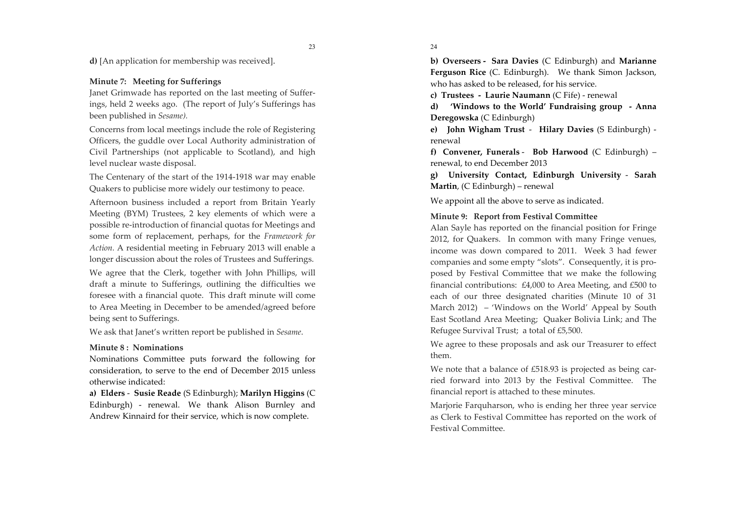**d)** [An application for membership was received].

**Minute 7: Meeting for Sufferings**

Janet Grimwade has reported on the last meeting of Sufferings, held 2 weeks ago. (The report of July's Sufferings has been published in *Sesame).*

Concerns from local meetings include the role of Registering Officers, the guddle over Local Authority administration of Civil Partnerships (not applicable to Scotland), and high level nuclear waste disposal.

The Centenary of the start of the 1914-1918 war may enable Quakers to publicise more widely our testimony to peace.

Afternoon business included a report from Britain Yearly Meeting (BYM) Trustees, 2 key elements of which were a possible re-introduction of financial quotas for Meetings and some form of replacement, perhaps, for the *Framework for Action.* A residential meeting in February 2013 will enable a longer discussion about the roles of Trustees and Sufferings.

We agree that the Clerk, together with John Phillips, will draft a minute to Sufferings, outlining the difficulties we foresee with a financial quote. This draft minute will come to Area Meeting in December to be amended/agreed before being sent to Sufferings.

We ask that Janet's written report be published in *Sesame*.

**Minute 8 : Nominations**

Nominations Committee puts forward the following for consideration, to serve to the end of December 2015 unless otherwise indicated:

**a) Elders** - **Susie Reade** (S Edinburgh); **Marilyn Higgins** (C Edinburgh) - renewal. We thank Alison Burnley and Andrew Kinnaird for their service, which is now complete.

**b) Overseers - Sara Davies** (C Edinburgh) and **Marianne Ferguson Rice** (C. Edinburgh). We thank Simon Jackson, who has asked to be released, for his service.

**c) Trustees - Laurie Naumann** (C Fife) - renewal

**d) 'Windows to the World' Fundraising group - Anna Deregowska** (C Edinburgh)

**e) John Wigham Trust** - **Hilary Davies** (S Edinburgh) - renewal

**f) Convener, Funerals** - **Bob Harwood** (C Edinburgh) – renewal, to end December 2013

**g) University Contact, Edinburgh University** - **Sarah Martin**, (C Edinburgh) – renewal

We appoint all the above to serve as indicated.

**Minute 9: Report from Festival Committee**

Alan Sayle has reported on the financial position for Fringe 2012, for Quakers. In common with many Fringe venues, income was down compared to 2011. Week 3 had fewer companies and some empty "slots". Consequently, it is proposed by Festival Committee that we make the following financial contributions: £4,000 to Area Meeting, and £500 to each of our three designated charities (Minute 10 of 31 March 2012) – 'Windows on the World' Appeal by South East Scotland Area Meeting; Quaker Bolivia Link; and The Refugee Survival Trust; a total of £5,500.

We agree to these proposals and ask our Treasurer to effect them.

We note that a balance of £518.93 is projected as being carried forward into 2013 by the Festival Committee. The financial report is attached to these minutes.

Marjorie Farquharson, who is ending her three year service as Clerk to Festival Committee has reported on the work of Festival Committee.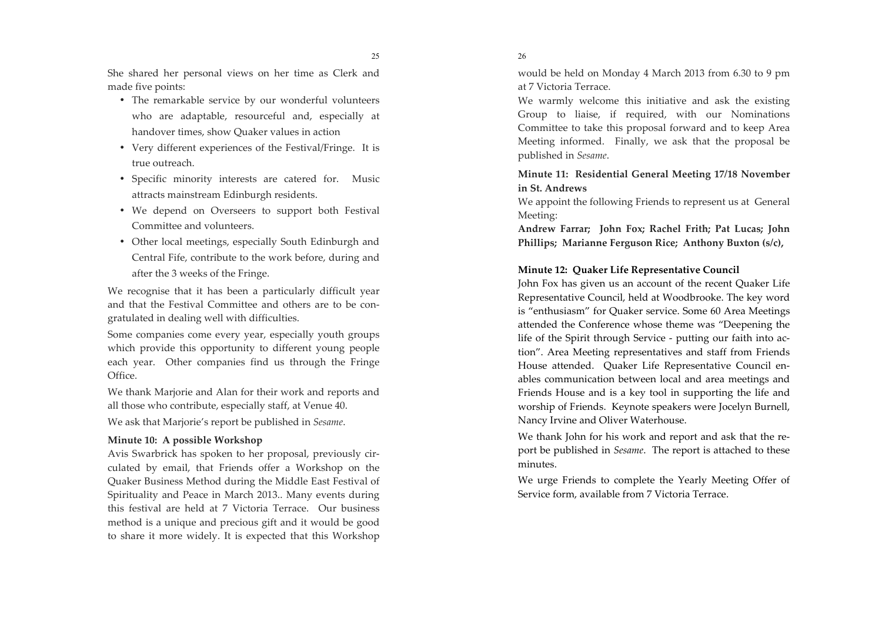She shared her personal views on her time as Clerk and made five points:

- The remarkable service by our wonderful volunteers who are adaptable, resourceful and, especially at handover times, show Quaker values in action
- Very different experiences of the Festival/Fringe. It is true outreach.
- Specific minority interests are catered for. Music attracts mainstream Edinburgh residents.
- We depend on Overseers to support both Festival Committee and volunteers.
- Other local meetings, especially South Edinburgh and Central Fife, contribute to the work before, during and after the 3 weeks of the Fringe.

We recognise that it has been a particularly difficult year and that the Festival Committee and others are to be congratulated in dealing well with difficulties.

Some companies come every year, especially youth groups which provide this opportunity to different young people each year. Other companies find us through the Fringe Office.

We thank Marjorie and Alan for their work and reports and all those who contribute, especially staff, at Venue 40.

We ask that Marjorie's report be published in *Sesame*.

**Minute 10: A possible Workshop**

Avis Swarbrick has spoken to her proposal, previously circulated by email, that Friends offer a Workshop on the Quaker Business Method during the Middle East Festival of Spirituality and Peace in March 2013.. Many events during this festival are held at 7 Victoria Terrace. Our business method is a unique and precious gift and it would be good to share it more widely. It is expected that this Workshop would be held on Monday 4 March 2013 from 6.30 to 9 pm at 7 Victoria Terrace.

We warmly welcome this initiative and ask the existing Group to liaise, if required, with our Nominations Committee to take this proposal forward and to keep Area Meeting informed. Finally, we ask that the proposal be published in *Sesame*.

**Minute 11: Residential General Meeting 17/18 November in St. Andrews**

We appoint the following Friends to represent us at General Meeting:

**Andrew Farrar; John Fox; Rachel Frith; Pat Lucas; John Phillips; Marianne Ferguson Rice; Anthony Buxton (s/c),**

**Minute 12: Quaker Life Representative Council**

John Fox has given us an account of the recent Quaker Life Representative Council, held at Woodbrooke. The key word is "enthusiasm" for Quaker service. Some 60 Area Meetings attended the Conference whose theme was "Deepening the life of the Spirit through Service - putting our faith into action". Area Meeting representatives and staff from Friends House attended. Quaker Life Representative Council enables communication between local and area meetings and Friends House and is a key tool in supporting the life and worship of Friends. Keynote speakers were Jocelyn Burnell, Nancy Irvine and Oliver Waterhouse.

We thank John for his work and report and ask that the report be published in *Sesame*. The report is attached to these minutes.

We urge Friends to complete the Yearly Meeting Offer of Service form, available from 7 Victoria Terrace.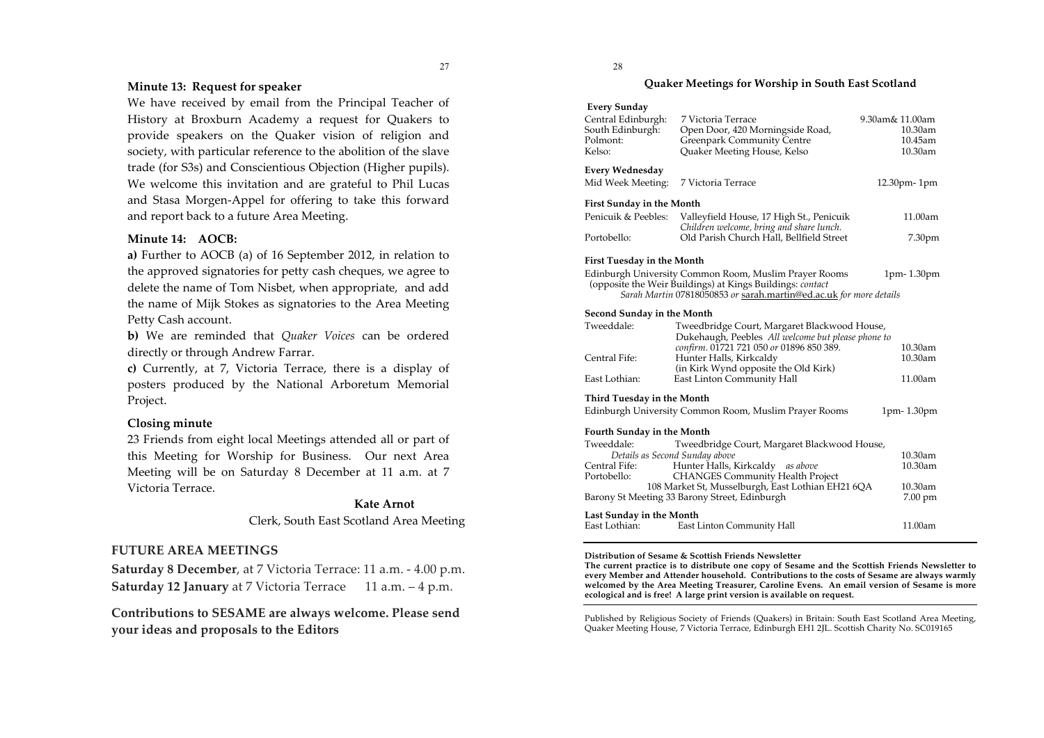### Minute 13: Request for speaker

We have received by email from the Principal Teacher of History at Broxburn Academy a request for Quakers to provide speakers on the Quaker vision of religion and society, with particular reference to the abolition of the slave trade (for S3s) and Conscientious Objection (Higher pupils). We welcome this invitation and are grateful to Phil Lucas and Stasa Morgen-Appel for offering to take this forward and report back to a future Area Meeting.

### Minute 14: AOCB:

**a)** Further to AOCB (a) of 16 September 2012, in relation to the approved signatories for petty cash cheques, we agree to delete the name of Tom Nisbet, when appropriate, and add the name of Mijk Stokes as signatories to the Area Meeting Petty Cash account.

**b)** We are reminded that *Quaker Voices* can be ordered directly or through Andrew Farrar.

**c)** Currently, at 7, Victoria Terrace, there is a display of posters produced by the National Arboretum Memorial Project.

### Closing minute

23 Friends from eight local Meetings attended all or part of this Meeting for Worship for Business. Our next Area Meeting will be on Saturday 8 December at 11 a.m. at 7 Victoria Terrace.

**Kate Arnot**
Clerk, South East Scotland Area Meeting

## FUTURE AREA MEETINGS

**Saturday 8 December**, at 7 Victoria Terrace: 11 a.m. - 4.00 p.m.
**Saturday 12 January** at 7 Victoria Terrace 11 a.m. – 4 p.m.

**Contributions to SESAME are always welcome. Please send your ideas and proposals to the Editors**

## Quaker Meetings for Worship in South East Scotland

**Every Sunday**

| | | |
|---|---|---|
| Central Edinburgh: | 7 Victoria Terrace | 9.30am& 11.00am |
| South Edinburgh: | Open Door, 420 Morningside Road, | 10.30am |
| Polmont: | Greenpark Community Centre | 10.45am |
| Kelso: | Quaker Meeting House, Kelso | 10.30am |

**Every Wednesday**

| | | |
|---|---|---|
| Mid Week Meeting: | 7 Victoria Terrace | 12.30pm- 1pm |

**First Sunday in the Month**

| | | |
|---|---|---|
| Penicuik & Peebles: | Valleyfield House, 17 High St., Penicuik *Children welcome, bring and share lunch.* | 11.00am |
| Portobello: | Old Parish Church Hall, Bellfield Street | 7.30pm |

**First Tuesday in the Month**

Edinburgh University Common Room, Muslim Prayer Rooms (opposite the Weir Buildings) at Kings Buildings: *contact Sarah Martin* 07818050853 *or* sarah.martin@ed.ac.uk *for more details* — 1pm- 1.30pm

**Second Sunday in the Month**

| | | |
|---|---|---|
| Tweeddale: | Tweedbridge Court, Margaret Blackwood House, Dukehaugh, Peebles *All welcome but please phone to confirm.* 01721 721 050 *or* 01896 850 389. | 10.30am |
| Central Fife: | Hunter Halls, Kirkcaldy (in Kirk Wynd opposite the Old Kirk) | 10.30am |
| East Lothian: | East Linton Community Hall | 11.00am |

**Third Tuesday in the Month**

Edinburgh University Common Room, Muslim Prayer Rooms — 1pm- 1.30pm

**Fourth Sunday in the Month**

| | | |
|---|---|---|
| Tweeddale: | Tweedbridge Court, Margaret Blackwood House, *Details as Second Sunday above* | 10.30am |
| Central Fife: | Hunter Halls, Kirkcaldy *as above* | 10.30am |
| Portobello: | CHANGES Community Health Project 108 Market St, Musselburgh, East Lothian EH21 6QA | 10.30am |
| Barony St Meeting 33 Barony Street, Edinburgh | | 7.00 pm |

**Last Sunday in the Month**

| | | |
|---|---|---|
| East Lothian: | East Linton Community Hall | 11.00am |

**Distribution of Sesame & Scottish Friends Newsletter**
**The current practice is to distribute one copy of Sesame and the Scottish Friends Newsletter to every Member and Attender household. Contributions to the costs of Sesame are always warmly welcomed by the Area Meeting Treasurer, Caroline Evens. An email version of Sesame is more ecological and is free! A large print version is available on request.**

Published by Religious Society of Friends (Quakers) in Britain: South East Scotland Area Meeting, Quaker Meeting House, 7 Victoria Terrace, Edinburgh EH1 2JL. Scottish Charity No. SC019165